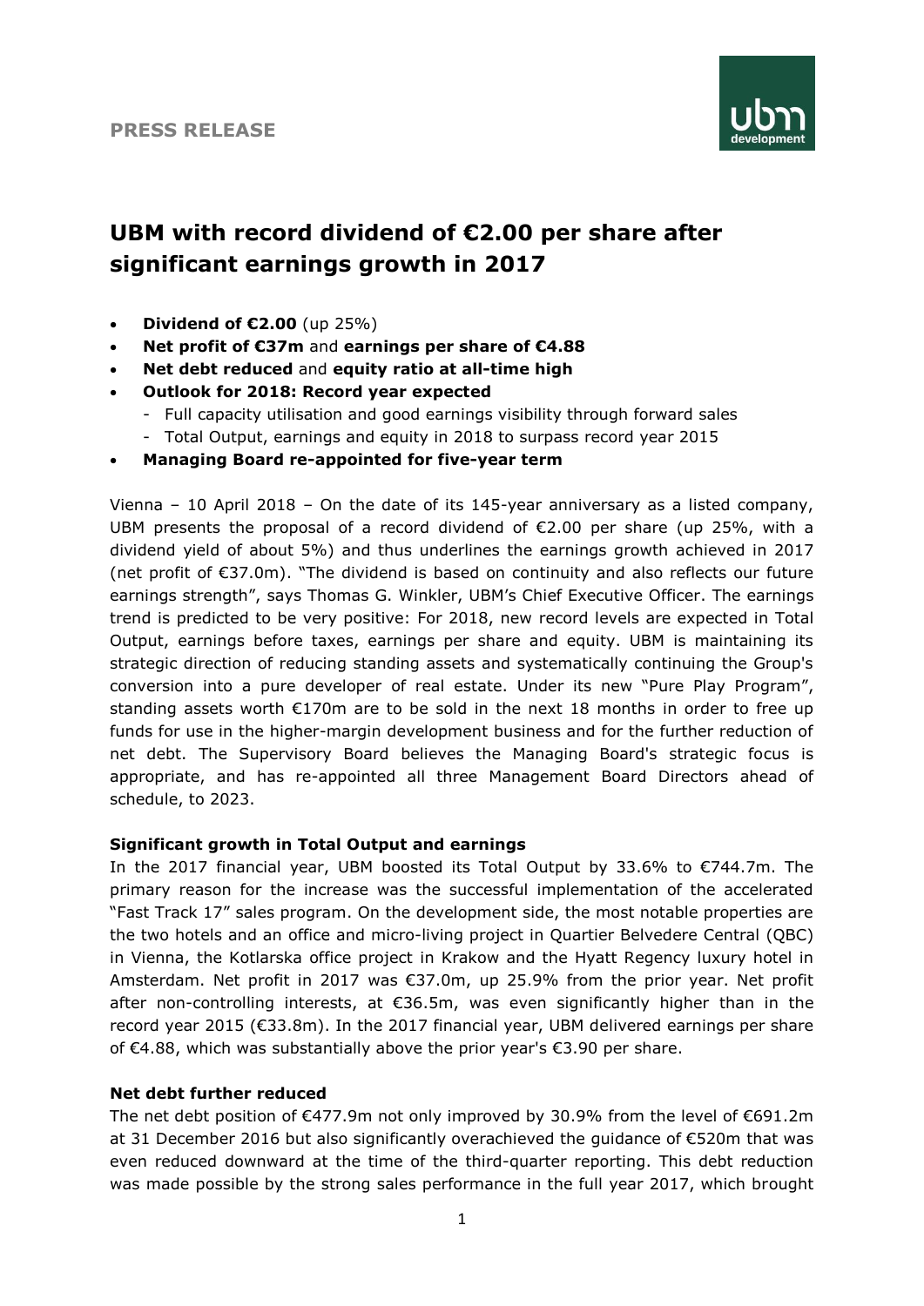**PRESS RELEASE**

# UBM with record dividend of €2.00 per share after significant earnings growth in 2017

- **Dividend of €2.00** (up 25%)
- **Net profit of €37m** and **earnings per share of €4.88**
- **Net debt reduced** and **equity ratio at all-time high**
- **Outlook for 2018: Record year expected**
  - Full capacity utilisation and good earnings visibility through forward sales
  - Total Output, earnings and equity in 2018 to surpass record year 2015
- **Managing Board re-appointed for five-year term**

Vienna – 10 April 2018 – On the date of its 145-year anniversary as a listed company, UBM presents the proposal of a record dividend of €2.00 per share (up 25%, with a dividend yield of about 5%) and thus underlines the earnings growth achieved in 2017 (net profit of €37.0m). "The dividend is based on continuity and also reflects our future earnings strength", says Thomas G. Winkler, UBM's Chief Executive Officer. The earnings trend is predicted to be very positive: For 2018, new record levels are expected in Total Output, earnings before taxes, earnings per share and equity. UBM is maintaining its strategic direction of reducing standing assets and systematically continuing the Group's conversion into a pure developer of real estate. Under its new "Pure Play Program", standing assets worth €170m are to be sold in the next 18 months in order to free up funds for use in the higher-margin development business and for the further reduction of net debt. The Supervisory Board believes the Managing Board's strategic focus is appropriate, and has re-appointed all three Management Board Directors ahead of schedule, to 2023.

**Significant growth in Total Output and earnings**

In the 2017 financial year, UBM boosted its Total Output by 33.6% to €744.7m. The primary reason for the increase was the successful implementation of the accelerated "Fast Track 17" sales program. On the development side, the most notable properties are the two hotels and an office and micro-living project in Quartier Belvedere Central (QBC) in Vienna, the Kotlarska office project in Krakow and the Hyatt Regency luxury hotel in Amsterdam. Net profit in 2017 was €37.0m, up 25.9% from the prior year. Net profit after non-controlling interests, at €36.5m, was even significantly higher than in the record year 2015 (€33.8m). In the 2017 financial year, UBM delivered earnings per share of €4.88, which was substantially above the prior year's €3.90 per share.

**Net debt further reduced**

The net debt position of €477.9m not only improved by 30.9% from the level of €691.2m at 31 December 2016 but also significantly overachieved the guidance of €520m that was even reduced downward at the time of the third-quarter reporting. This debt reduction was made possible by the strong sales performance in the full year 2017, which brought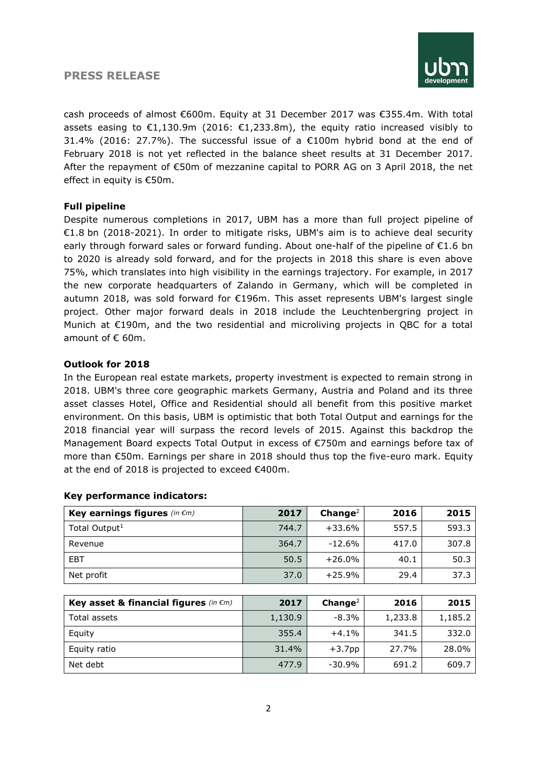cash proceeds of almost €600m. Equity at 31 December 2017 was €355.4m. With total assets easing to €1,130.9m (2016: €1,233.8m), the equity ratio increased visibly to 31.4% (2016: 27.7%). The successful issue of a €100m hybrid bond at the end of February 2018 is not yet reflected in the balance sheet results at 31 December 2017. After the repayment of €50m of mezzanine capital to PORR AG on 3 April 2018, the net effect in equity is €50m.

**Full pipeline**

Despite numerous completions in 2017, UBM has a more than full project pipeline of €1.8 bn (2018-2021). In order to mitigate risks, UBM's aim is to achieve deal security early through forward sales or forward funding. About one-half of the pipeline of €1.6 bn to 2020 is already sold forward, and for the projects in 2018 this share is even above 75%, which translates into high visibility in the earnings trajectory. For example, in 2017 the new corporate headquarters of Zalando in Germany, which will be completed in autumn 2018, was sold forward for €196m. This asset represents UBM's largest single project. Other major forward deals in 2018 include the Leuchtenbergring project in Munich at €190m, and the two residential and microliving projects in QBC for a total amount of € 60m.

**Outlook for 2018**

In the European real estate markets, property investment is expected to remain strong in 2018. UBM's three core geographic markets Germany, Austria and Poland and its three asset classes Hotel, Office and Residential should all benefit from this positive market environment. On this basis, UBM is optimistic that both Total Output and earnings for the 2018 financial year will surpass the record levels of 2015. Against this backdrop the Management Board expects Total Output in excess of €750m and earnings before tax of more than €50m. Earnings per share in 2018 should thus top the five-euro mark. Equity at the end of 2018 is projected to exceed €400m.

**Key performance indicators:**

| **Key earnings figures** *(in €m)* | **2017** | **Change**[2] | **2016** | **2015** |
|---|---|---|---|---|
| Total Output[1] | 744.7 | +33.6% | 557.5 | 593.3 |
| Revenue | 364.7 | -12.6% | 417.0 | 307.8 |
| EBT | 50.5 | +26.0% | 40.1 | 50.3 |
| Net profit | 37.0 | +25.9% | 29.4 | 37.3 |

| **Key asset & financial figures** *(in €m)* | **2017** | **Change**[2] | **2016** | **2015** |
|---|---|---|---|---|
| Total assets | 1,130.9 | -8.3% | 1,233.8 | 1,185.2 |
| Equity | 355.4 | +4.1% | 341.5 | 332.0 |
| Equity ratio | 31.4% | +3.7pp | 27.7% | 28.0% |
| Net debt | 477.9 | -30.9% | 691.2 | 609.7 |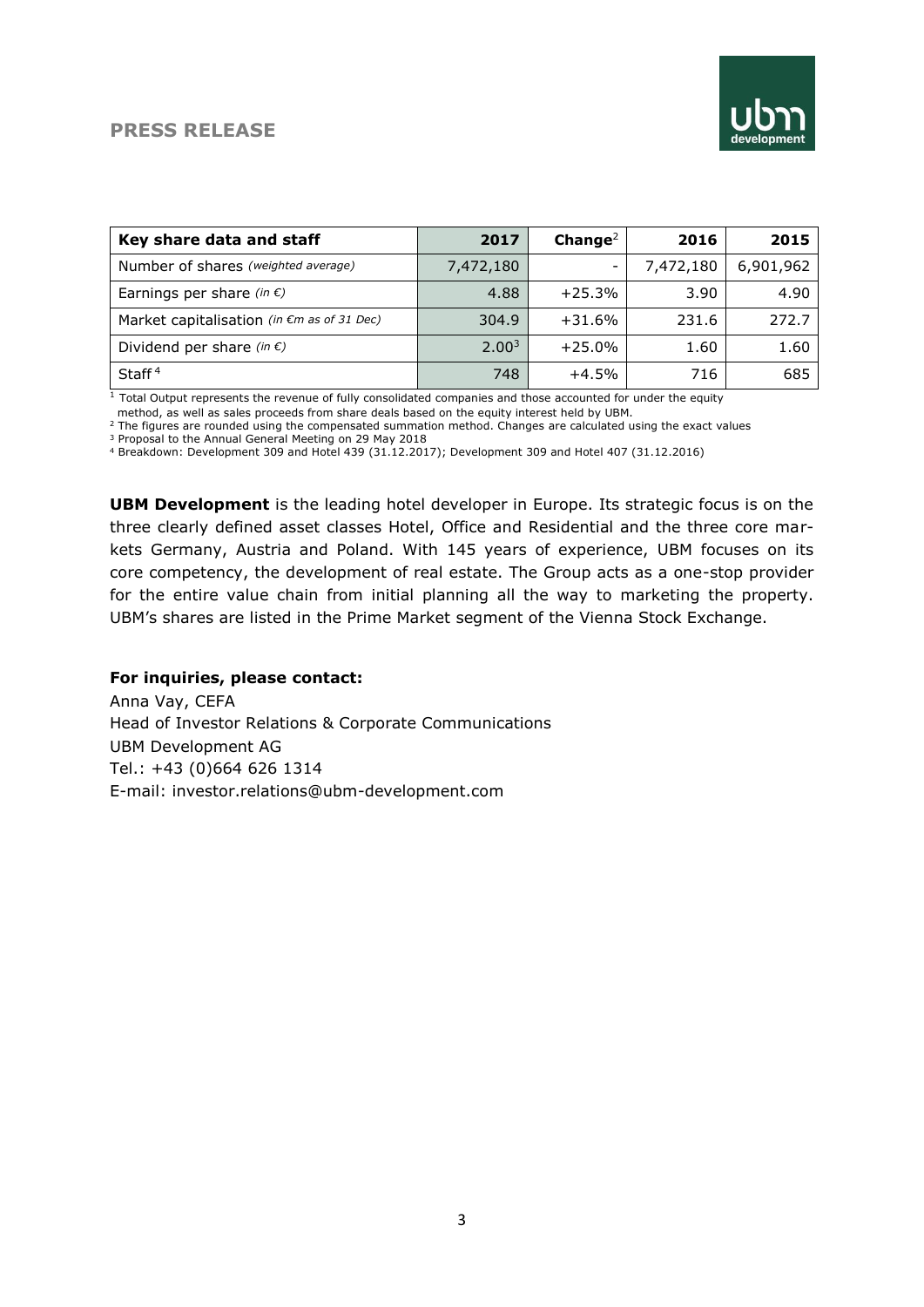**PRESS RELEASE**

| Key share data and staff | 2017 | Change[2] | 2016 | 2015 |
| --- | --- | --- | --- | --- |
| Number of shares *(weighted average)* | 7,472,180 | - | 7,472,180 | 6,901,962 |
| Earnings per share *(in €)* | 4.88 | +25.3% | 3.90 | 4.90 |
| Market capitalisation *(in €m as of 31 Dec)* | 304.9 | +31.6% | 231.6 | 272.7 |
| Dividend per share *(in €)* | 2.00[3] | +25.0% | 1.60 | 1.60 |
| Staff[4] | 748 | +4.5% | 716 | 685 |

[1] Total Output represents the revenue of fully consolidated companies and those accounted for under the equity method, as well as sales proceeds from share deals based on the equity interest held by UBM.
[2] The figures are rounded using the compensated summation method. Changes are calculated using the exact values
[3] Proposal to the Annual General Meeting on 29 May 2018
[4] Breakdown: Development 309 and Hotel 439 (31.12.2017); Development 309 and Hotel 407 (31.12.2016)

**UBM Development** is the leading hotel developer in Europe. Its strategic focus is on the three clearly defined asset classes Hotel, Office and Residential and the three core markets Germany, Austria and Poland. With 145 years of experience, UBM focuses on its core competency, the development of real estate. The Group acts as a one-stop provider for the entire value chain from initial planning all the way to marketing the property. UBM's shares are listed in the Prime Market segment of the Vienna Stock Exchange.

**For inquiries, please contact:**

Anna Vay, CEFA
Head of Investor Relations & Corporate Communications
UBM Development AG
Tel.: +43 (0)664 626 1314
E-mail: investor.relations@ubm-development.com